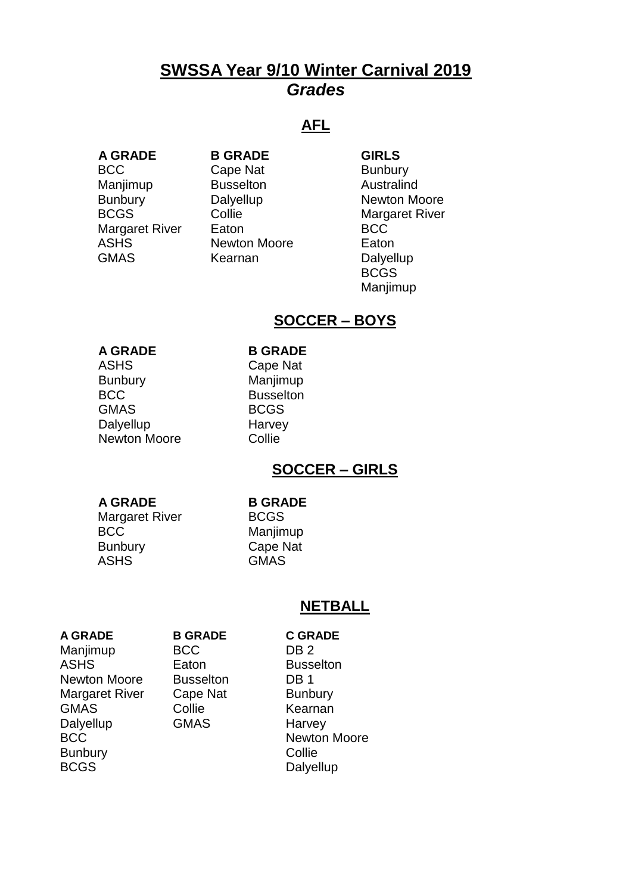# SWSSA Year 9/10 Winter Carnival 2019

## *Grades*

### AFL

| A GRADE | B GRADE | GIRLS |
| --- | --- | --- |
| BCC | Cape Nat | Bunbury |
| Manjimup | Busselton | Australind |
| Bunbury | Dalyellup | Newton Moore |
| BCGS | Collie | Margaret River |
| Margaret River | Eaton | BCC |
| ASHS | Newton Moore | Eaton |
| GMAS | Kearnan | Dalyellup |
| | | BCGS |
| | | Manjimup |

### SOCCER – BOYS

| A GRADE | B GRADE |
| --- | --- |
| ASHS | Cape Nat |
| Bunbury | Manjimup |
| BCC | Busselton |
| GMAS | BCGS |
| Dalyellup | Harvey |
| Newton Moore | Collie |

### SOCCER – GIRLS

| A GRADE | B GRADE |
| --- | --- |
| Margaret River | BCGS |
| BCC | Manjimup |
| Bunbury | Cape Nat |
| ASHS | GMAS |

### NETBALL

| A GRADE | B GRADE | C GRADE |
| --- | --- | --- |
| Manjimup | BCC | DB 2 |
| ASHS | Eaton | Busselton |
| Newton Moore | Busselton | DB 1 |
| Margaret River | Cape Nat | Bunbury |
| GMAS | Collie | Kearnan |
| Dalyellup | GMAS | Harvey |
| BCC | | Newton Moore |
| Bunbury | | Collie |
| BCGS | | Dalyellup |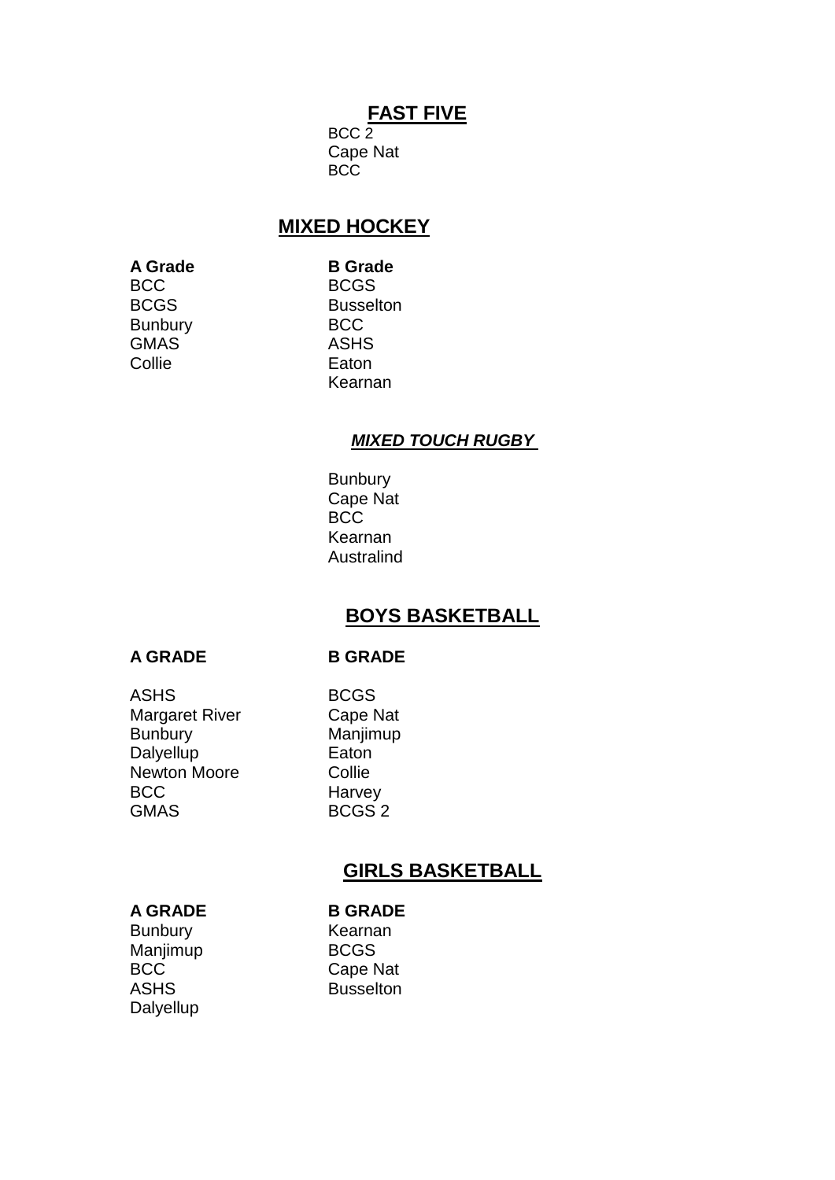## FAST FIVE

BCC 2
Cape Nat
BCC

## MIXED HOCKEY

| A Grade | B Grade |
|---|---|
| BCC | BCGS |
| BCGS | Busselton |
| Bunbury | BCC |
| GMAS | ASHS |
| Collie | Eaton |
| | Kearnan |

### ***MIXED TOUCH RUGBY***

Bunbury
Cape Nat
BCC
Kearnan
Australind

## BOYS BASKETBALL

| A GRADE | B GRADE |
|---|---|
| ASHS | BCGS |
| Margaret River | Cape Nat |
| Bunbury | Manjimup |
| Dalyellup | Eaton |
| Newton Moore | Collie |
| BCC | Harvey |
| GMAS | BCGS 2 |

## GIRLS BASKETBALL

| A GRADE | B GRADE |
|---|---|
| Bunbury | Kearnan |
| Manjimup | BCGS |
| BCC | Cape Nat |
| ASHS | Busselton |
| Dalyellup | |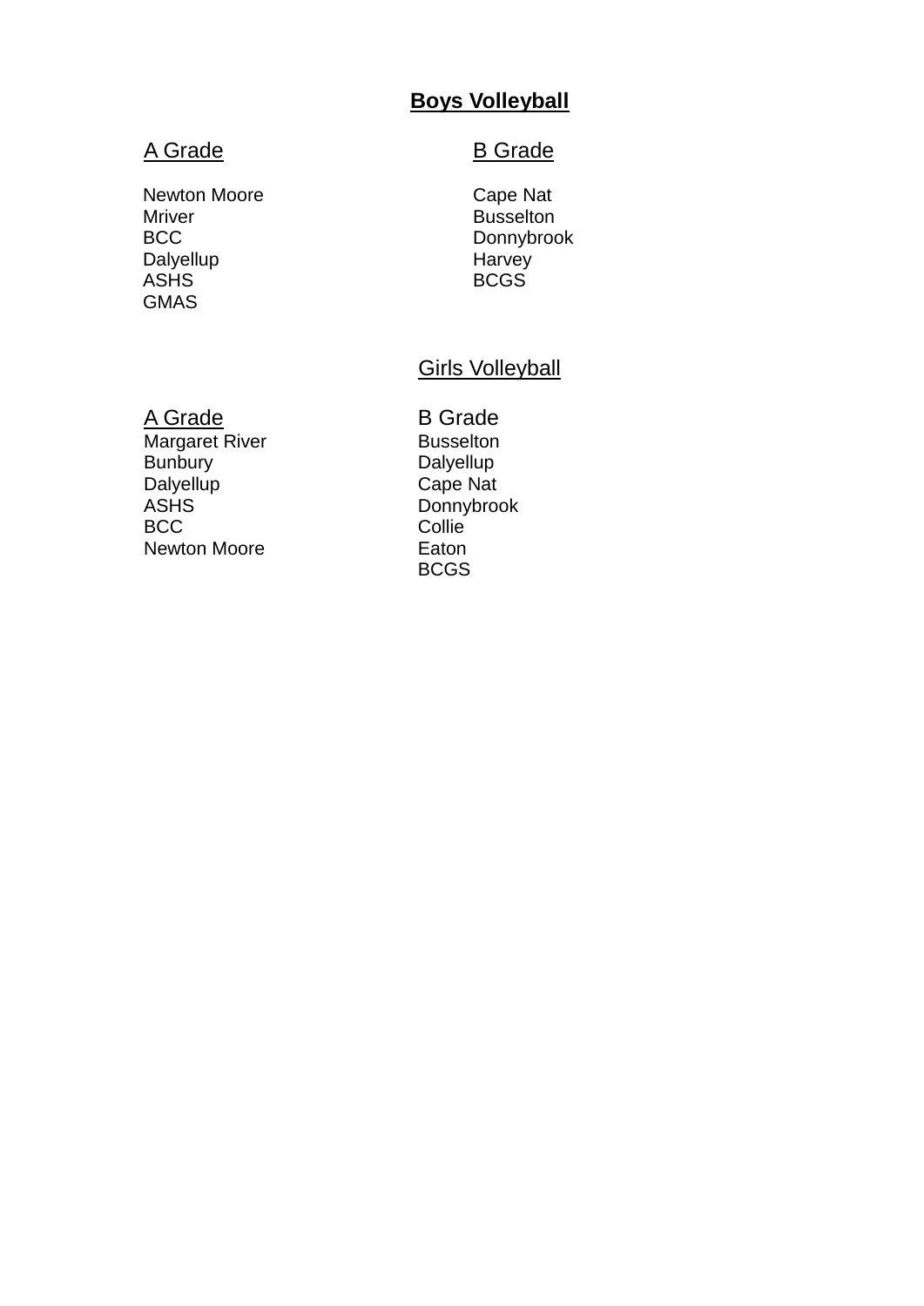# Boys Volleyball

| A Grade | B Grade |
|---|---|
| Newton Moore | Cape Nat |
| Mriver | Busselton |
| BCC | Donnybrook |
| Dalyellup | Harvey |
| ASHS | BCGS |
| GMAS | |

# Girls Volleyball

| A Grade | B Grade |
|---|---|
| Margaret River | Busselton |
| Bunbury | Dalyellup |
| Dalyellup | Cape Nat |
| ASHS | Donnybrook |
| BCC | Collie |
| Newton Moore | Eaton |
| | BCGS |